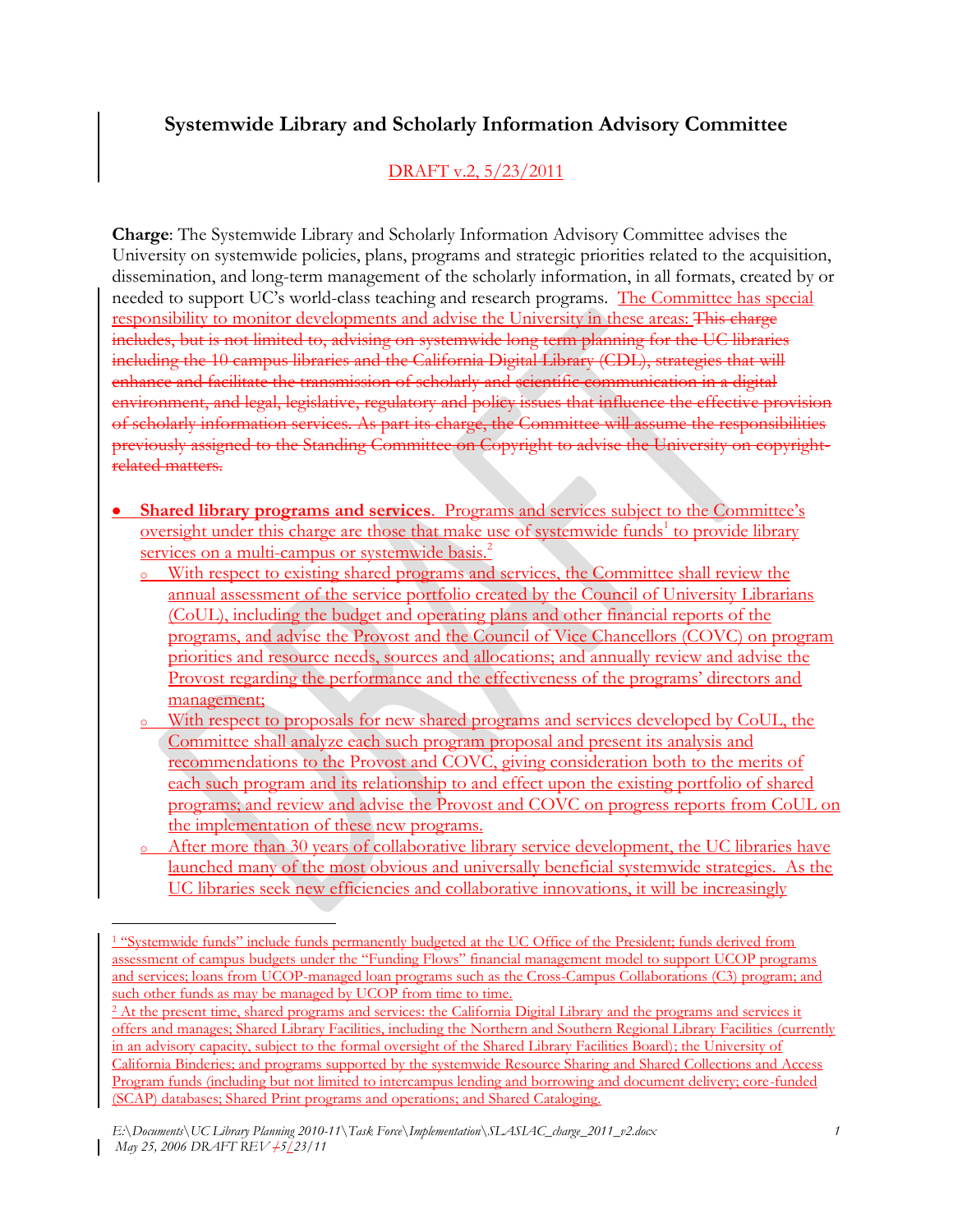# Systemwide Library and Scholarly Information Advisory Committee

DRAFT v.2, 5/23/2011

**Charge**: The Systemwide Library and Scholarly Information Advisory Committee advises the University on systemwide policies, plans, programs and strategic priorities related to the acquisition, dissemination, and long-term management of the scholarly information, in all formats, created by or needed to support UC's world-class teaching and research programs. The Committee has special responsibility to monitor developments and advise the University in these areas: ~~This charge includes, but is not limited to, advising on systemwide long term planning for the UC libraries including the 10 campus libraries and the California Digital Library (CDL), strategies that will enhance and facilitate the transmission of scholarly and scientific communication in a digital environment, and legal, legislative, regulatory and policy issues that influence the effective provision of scholarly information services. As part its charge, the Committee will assume the responsibilities previously assigned to the Standing Committee on Copyright to advise the University on copyright-related matters.~~

- **Shared library programs and services**. Programs and services subject to the Committee's oversight under this charge are those that make use of systemwide funds[1] to provide library services on a multi-campus or systemwide basis.[2]
  - With respect to existing shared programs and services, the Committee shall review the annual assessment of the service portfolio created by the Council of University Librarians (CoUL), including the budget and operating plans and other financial reports of the programs, and advise the Provost and the Council of Vice Chancellors (COVC) on program priorities and resource needs, sources and allocations; and annually review and advise the Provost regarding the performance and the effectiveness of the programs' directors and management;
  - With respect to proposals for new shared programs and services developed by CoUL, the Committee shall analyze each such program proposal and present its analysis and recommendations to the Provost and COVC, giving consideration both to the merits of each such program and its relationship to and effect upon the existing portfolio of shared programs; and review and advise the Provost and COVC on progress reports from CoUL on the implementation of these new programs.
  - After more than 30 years of collaborative library service development, the UC libraries have launched many of the most obvious and universally beneficial systemwide strategies. As the UC libraries seek new efficiencies and collaborative innovations, it will be increasingly

---

[1] "Systemwide funds" include funds permanently budgeted at the UC Office of the President; funds derived from assessment of campus budgets under the "Funding Flows" financial management model to support UCOP programs and services; loans from UCOP-managed loan programs such as the Cross-Campus Collaborations (C3) program; and such other funds as may be managed by UCOP from time to time.

[2] At the present time, shared programs and services: the California Digital Library and the programs and services it offers and manages; Shared Library Facilities, including the Northern and Southern Regional Library Facilities (currently in an advisory capacity, subject to the formal oversight of the Shared Library Facilities Board); the University of California Binderies; and programs supported by the systemwide Resource Sharing and Shared Collections and Access Program funds (including but not limited to intercampus lending and borrowing and document delivery; core-funded (SCAP) databases; Shared Print programs and operations; and Shared Cataloging.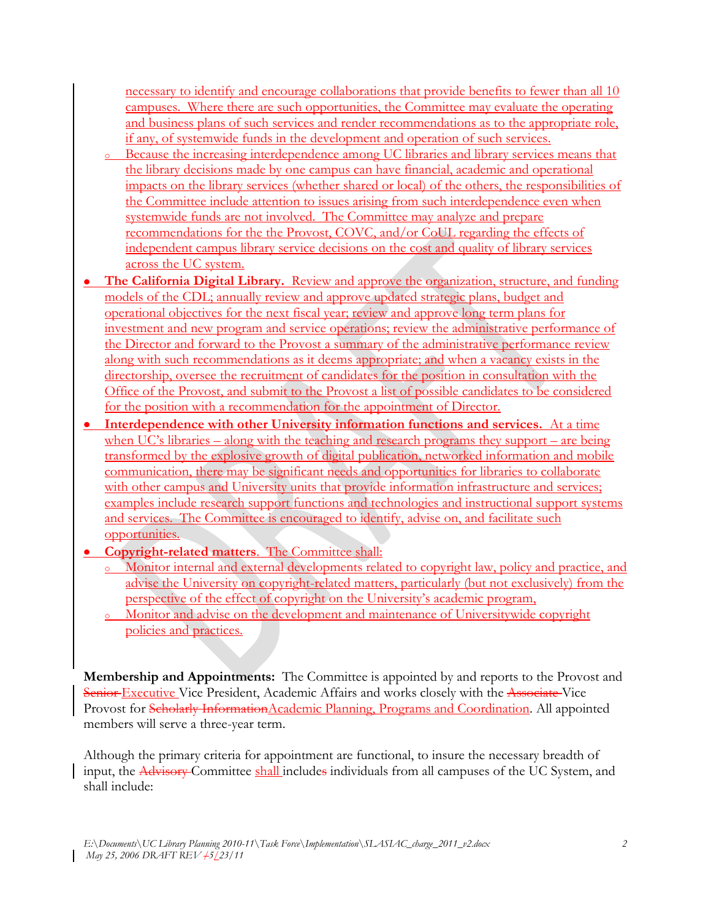necessary to identify and encourage collaborations that provide benefits to fewer than all 10 campuses. Where there are such opportunities, the Committee may evaluate the operating and business plans of such services and render recommendations as to the appropriate role, if any, of systemwide funds in the development and operation of such services.

- Because the increasing interdependence among UC libraries and library services means that the library decisions made by one campus can have financial, academic and operational impacts on the library services (whether shared or local) of the others, the responsibilities of the Committee include attention to issues arising from such interdependence even when systemwide funds are not involved. The Committee may analyze and prepare recommendations for the the Provost, COVC, and/or CoUL regarding the effects of independent campus library service decisions on the cost and quality of library services across the UC system.

- **The California Digital Library.** Review and approve the organization, structure, and funding models of the CDL; annually review and approve updated strategic plans, budget and operational objectives for the next fiscal year; review and approve long term plans for investment and new program and service operations; review the administrative performance of the Director and forward to the Provost a summary of the administrative performance review along with such recommendations as it deems appropriate; and when a vacancy exists in the directorship, oversee the recruitment of candidates for the position in consultation with the Office of the Provost, and submit to the Provost a list of possible candidates to be considered for the position with a recommendation for the appointment of Director.
- **Interdependence with other University information functions and services.** At a time when UC's libraries – along with the teaching and research programs they support – are being transformed by the explosive growth of digital publication, networked information and mobile communication, there may be significant needs and opportunities for libraries to collaborate with other campus and University units that provide information infrastructure and services; examples include research support functions and technologies and instructional support systems and services. The Committee is encouraged to identify, advise on, and facilitate such opportunities.
- **Copyright-related matters**. The Committee shall:
  - Monitor internal and external developments related to copyright law, policy and practice, and advise the University on copyright-related matters, particularly (but not exclusively) from the perspective of the effect of copyright on the University's academic program,
  - Monitor and advise on the development and maintenance of Universitywide copyright policies and practices.

**Membership and Appointments:** The Committee is appointed by and reports to the Provost and ~~Senior~~ Executive Vice President, Academic Affairs and works closely with the ~~Associate~~ Vice Provost for ~~Scholarly Information~~Academic Planning, Programs and Coordination. All appointed members will serve a three-year term.

Although the primary criteria for appointment are functional, to insure the necessary breadth of input, the ~~Advisory~~ Committee shall include~~s~~ individuals from all campuses of the UC System, and shall include:

*E:\Documents\UC Library Planning 2010-11\Task Force\Implementation\SLASIAC_charge_2011_v2.docx*
*May 25, 2006 DRAFT REV ~~1~~5/23/11*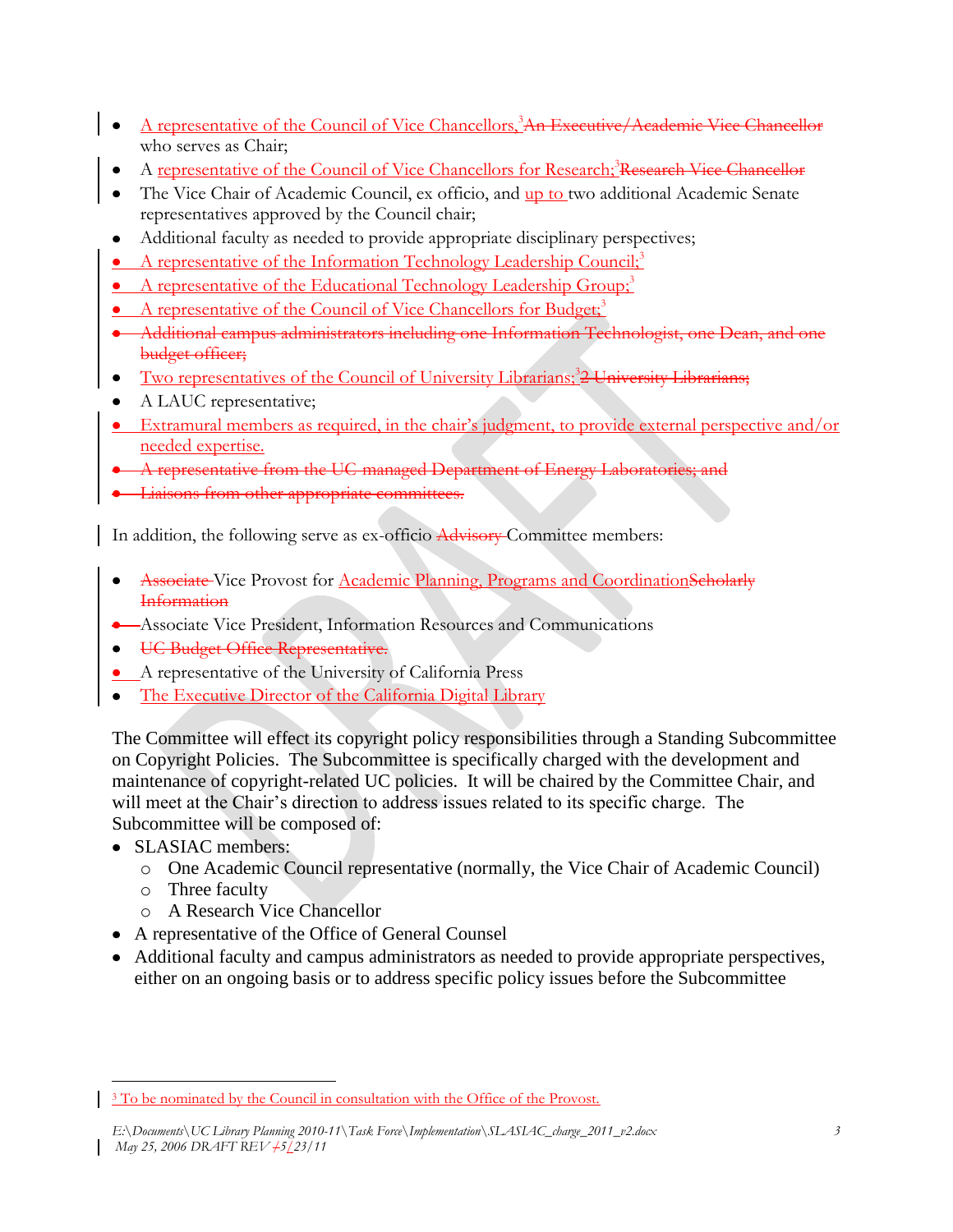- A representative of the Council of Vice Chancellors,[3] An Executive/Academic Vice Chancellor who serves as Chair;
- A representative of the Council of Vice Chancellors for Research;[3] Research Vice Chancellor
- The Vice Chair of Academic Council, ex officio, and up to two additional Academic Senate representatives approved by the Council chair;
- Additional faculty as needed to provide appropriate disciplinary perspectives;
- A representative of the Information Technology Leadership Council;[3]
- A representative of the Educational Technology Leadership Group;[3]
- A representative of the Council of Vice Chancellors for Budget;[3]
- Additional campus administrators including one Information Technologist, one Dean, and one budget officer;
- Two representatives of the Council of University Librarians;[3] 2 University Librarians;
- A LAUC representative;
- Extramural members as required, in the chair's judgment, to provide external perspective and/or needed expertise.
- A representative from the UC-managed Department of Energy Laboratories; and
- Liaisons from other appropriate committees.

In addition, the following serve as ex-officio Advisory Committee members:

- Associate Vice Provost for Academic Planning, Programs and Coordination Scholarly Information
- Associate Vice President, Information Resources and Communications
- UC Budget Office Representative.
- A representative of the University of California Press
- The Executive Director of the California Digital Library

The Committee will effect its copyright policy responsibilities through a Standing Subcommittee on Copyright Policies. The Subcommittee is specifically charged with the development and maintenance of copyright-related UC policies. It will be chaired by the Committee Chair, and will meet at the Chair's direction to address issues related to its specific charge. The Subcommittee will be composed of:

- SLASIAC members:
  - One Academic Council representative (normally, the Vice Chair of Academic Council)
  - Three faculty
  - A Research Vice Chancellor
- A representative of the Office of General Counsel
- Additional faculty and campus administrators as needed to provide appropriate perspectives, either on an ongoing basis or to address specific policy issues before the Subcommittee

---

[3] To be nominated by the Council in consultation with the Office of the Provost.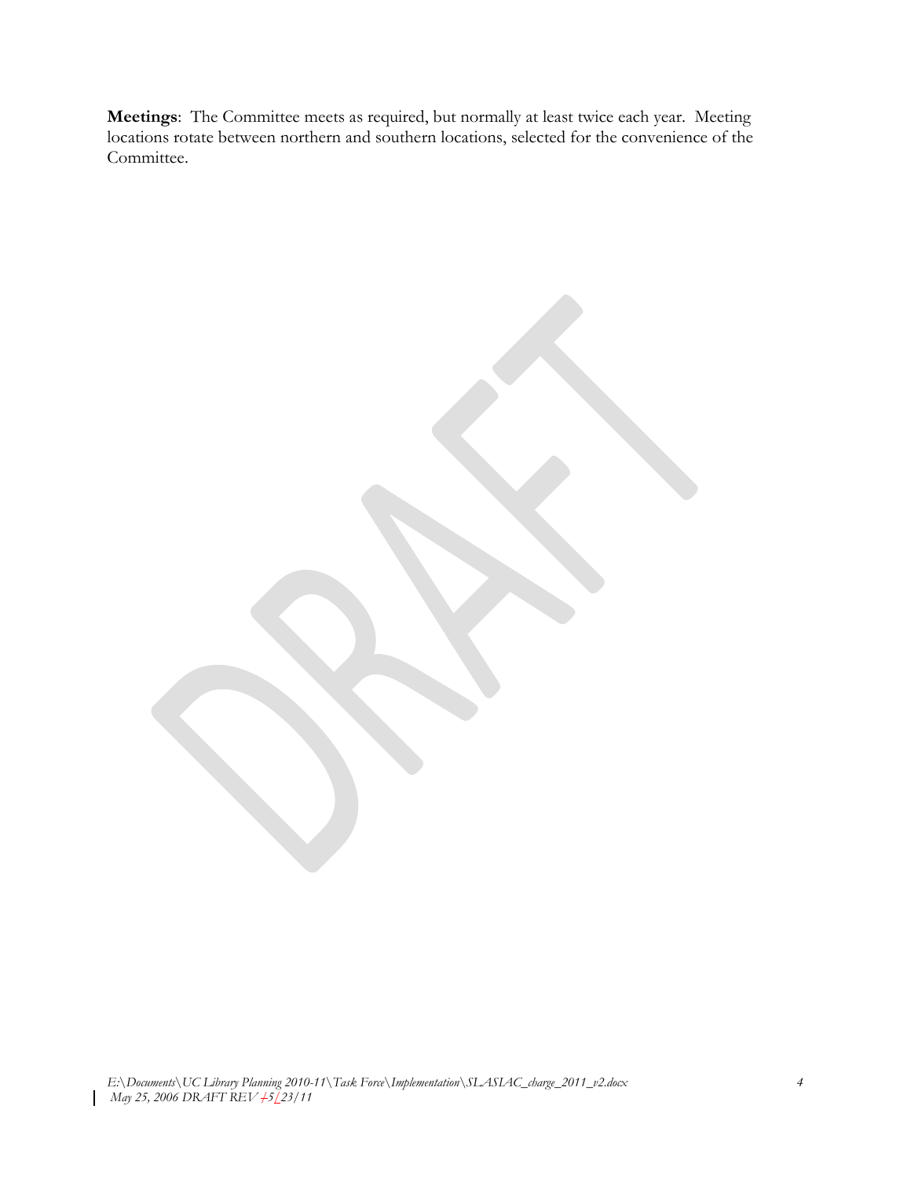**Meetings**: The Committee meets as required, but normally at least twice each year. Meeting locations rotate between northern and southern locations, selected for the convenience of the Committee.